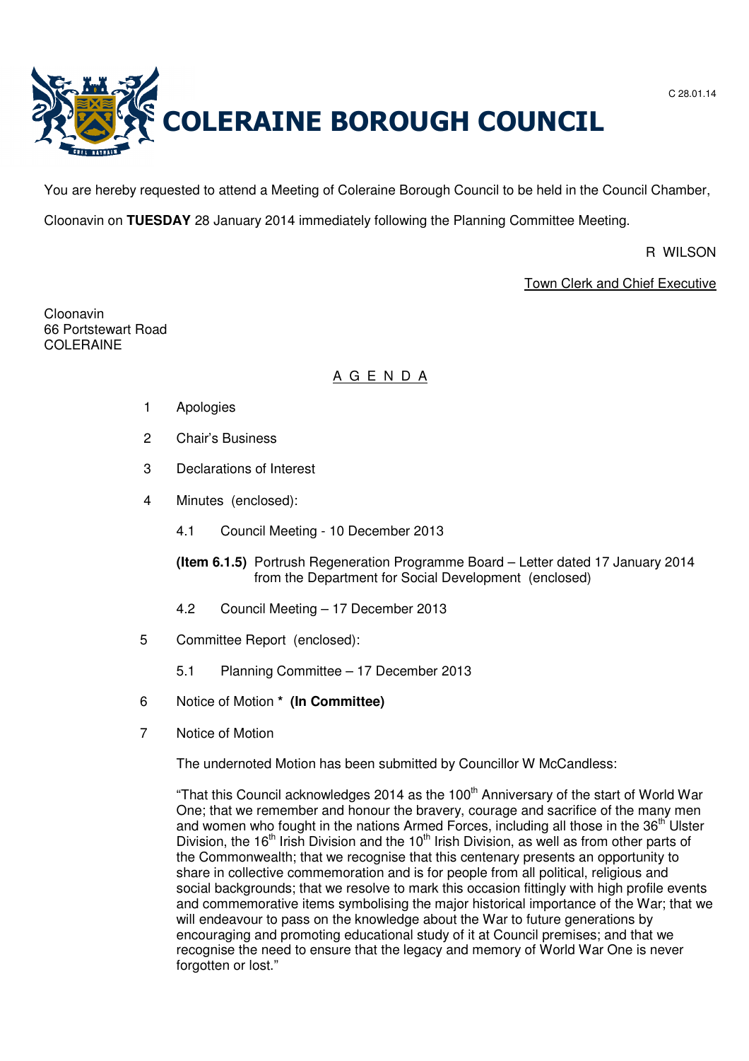C 28.01.14

# COLERAINE BOROUGH COUNCIL

You are hereby requested to attend a Meeting of Coleraine Borough Council to be held in the Council Chamber, Cloonavin on **TUESDAY** 28 January 2014 immediately following the Planning Committee Meeting.

R WILSON

Town Clerk and Chief Executive

Cloonavin
66 Portstewart Road
COLERAINE

## A G E N D A

1 Apologies

2 Chair's Business

3 Declarations of Interest

4 Minutes (enclosed):

4.1 Council Meeting - 10 December 2013

**(Item 6.1.5)** Portrush Regeneration Programme Board – Letter dated 17 January 2014 from the Department for Social Development (enclosed)

4.2 Council Meeting – 17 December 2013

5 Committee Report (enclosed):

5.1 Planning Committee – 17 December 2013

6 Notice of Motion **\* (In Committee)**

7 Notice of Motion

The undernoted Motion has been submitted by Councillor W McCandless:

"That this Council acknowledges 2014 as the 100th Anniversary of the start of World War One; that we remember and honour the bravery, courage and sacrifice of the many men and women who fought in the nations Armed Forces, including all those in the 36th Ulster Division, the 16th Irish Division and the 10th Irish Division, as well as from other parts of the Commonwealth; that we recognise that this centenary presents an opportunity to share in collective commemoration and is for people from all political, religious and social backgrounds; that we resolve to mark this occasion fittingly with high profile events and commemorative items symbolising the major historical importance of the War; that we will endeavour to pass on the knowledge about the War to future generations by encouraging and promoting educational study of it at Council premises; and that we recognise the need to ensure that the legacy and memory of World War One is never forgotten or lost."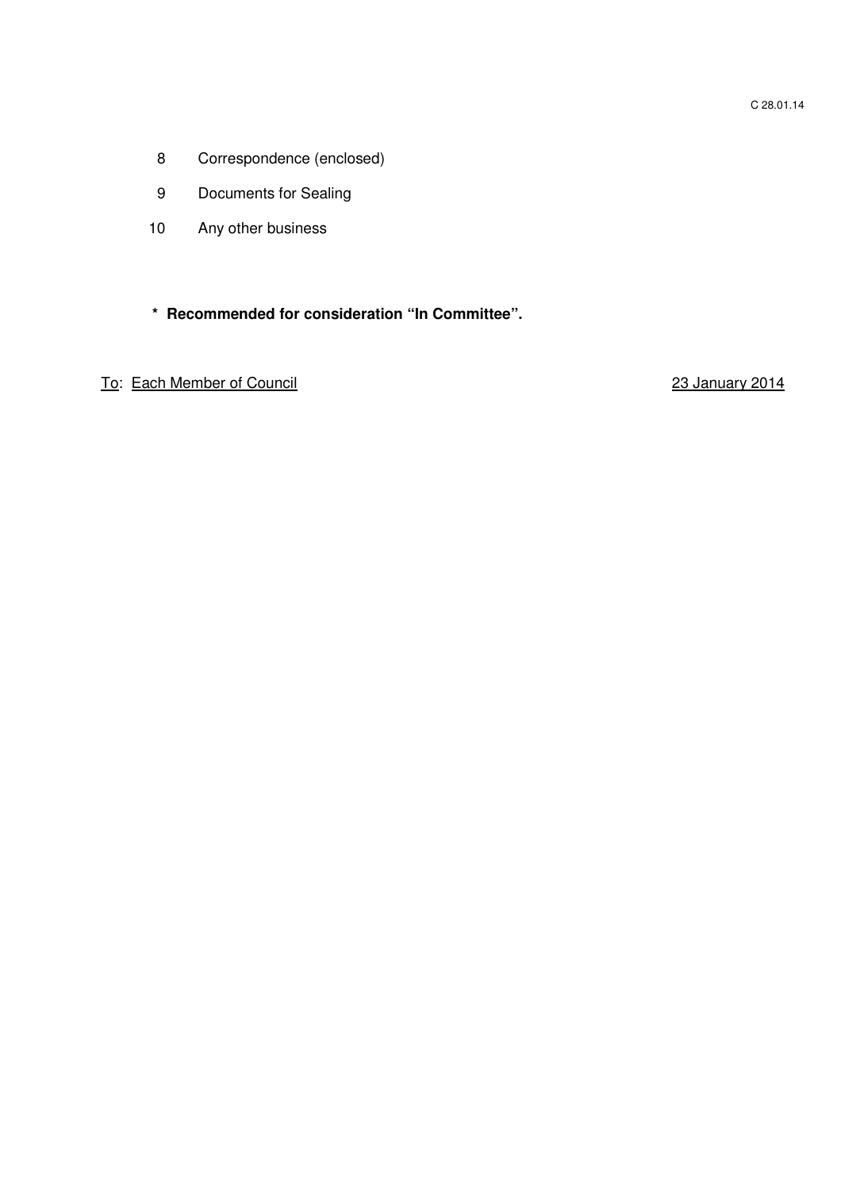8 Correspondence (enclosed)

9 Documents for Sealing

10 Any other business

**\* Recommended for consideration "In Committee".**

To: Each Member of Council 23 January 2014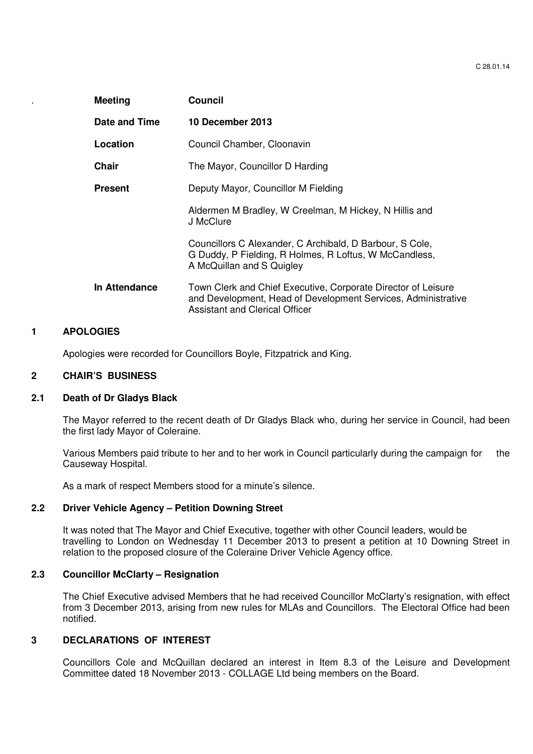| Meeting | Council |
|---|---|
| Date and Time | 10 December 2013 |
| Location | Council Chamber, Cloonavin |
| Chair | The Mayor, Councillor D Harding |
| Present | Deputy Mayor, Councillor M Fielding |
| | Aldermen M Bradley, W Creelman, M Hickey, N Hillis and J McClure |
| | Councillors C Alexander, C Archibald, D Barbour, S Cole, G Duddy, P Fielding, R Holmes, R Loftus, W McCandless, A McQuillan and S Quigley |
| In Attendance | Town Clerk and Chief Executive, Corporate Director of Leisure and Development, Head of Development Services, Administrative Assistant and Clerical Officer |

## 1 APOLOGIES

Apologies were recorded for Councillors Boyle, Fitzpatrick and King.

## 2 CHAIR'S BUSINESS

### 2.1 Death of Dr Gladys Black

The Mayor referred to the recent death of Dr Gladys Black who, during her service in Council, had been the first lady Mayor of Coleraine.

Various Members paid tribute to her and to her work in Council particularly during the campaign for the Causeway Hospital.

As a mark of respect Members stood for a minute's silence.

### 2.2 Driver Vehicle Agency – Petition Downing Street

It was noted that The Mayor and Chief Executive, together with other Council leaders, would be travelling to London on Wednesday 11 December 2013 to present a petition at 10 Downing Street in relation to the proposed closure of the Coleraine Driver Vehicle Agency office.

### 2.3 Councillor McClarty – Resignation

The Chief Executive advised Members that he had received Councillor McClarty's resignation, with effect from 3 December 2013, arising from new rules for MLAs and Councillors. The Electoral Office had been notified.

## 3 DECLARATIONS OF INTEREST

Councillors Cole and McQuillan declared an interest in Item 8.3 of the Leisure and Development Committee dated 18 November 2013 - COLLAGE Ltd being members on the Board.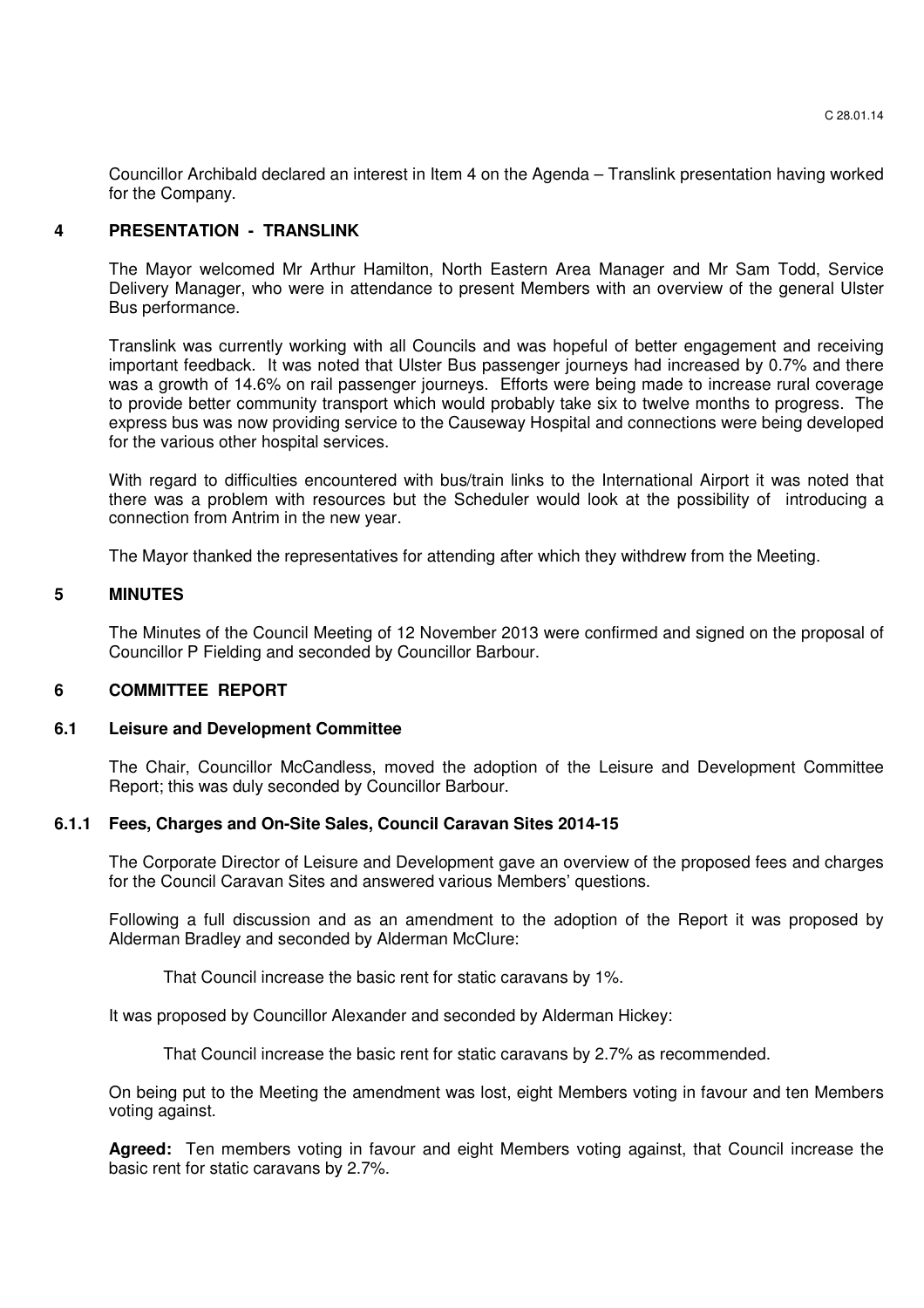Councillor Archibald declared an interest in Item 4 on the Agenda – Translink presentation having worked for the Company.

## 4 PRESENTATION - TRANSLINK

The Mayor welcomed Mr Arthur Hamilton, North Eastern Area Manager and Mr Sam Todd, Service Delivery Manager, who were in attendance to present Members with an overview of the general Ulster Bus performance.

Translink was currently working with all Councils and was hopeful of better engagement and receiving important feedback. It was noted that Ulster Bus passenger journeys had increased by 0.7% and there was a growth of 14.6% on rail passenger journeys. Efforts were being made to increase rural coverage to provide better community transport which would probably take six to twelve months to progress. The express bus was now providing service to the Causeway Hospital and connections were being developed for the various other hospital services.

With regard to difficulties encountered with bus/train links to the International Airport it was noted that there was a problem with resources but the Scheduler would look at the possibility of introducing a connection from Antrim in the new year.

The Mayor thanked the representatives for attending after which they withdrew from the Meeting.

## 5 MINUTES

The Minutes of the Council Meeting of 12 November 2013 were confirmed and signed on the proposal of Councillor P Fielding and seconded by Councillor Barbour.

## 6 COMMITTEE REPORT

### 6.1 Leisure and Development Committee

The Chair, Councillor McCandless, moved the adoption of the Leisure and Development Committee Report; this was duly seconded by Councillor Barbour.

### 6.1.1 Fees, Charges and On-Site Sales, Council Caravan Sites 2014-15

The Corporate Director of Leisure and Development gave an overview of the proposed fees and charges for the Council Caravan Sites and answered various Members' questions.

Following a full discussion and as an amendment to the adoption of the Report it was proposed by Alderman Bradley and seconded by Alderman McClure:

> That Council increase the basic rent for static caravans by 1%.

It was proposed by Councillor Alexander and seconded by Alderman Hickey:

> That Council increase the basic rent for static caravans by 2.7% as recommended.

On being put to the Meeting the amendment was lost, eight Members voting in favour and ten Members voting against.

**Agreed:** Ten members voting in favour and eight Members voting against, that Council increase the basic rent for static caravans by 2.7%.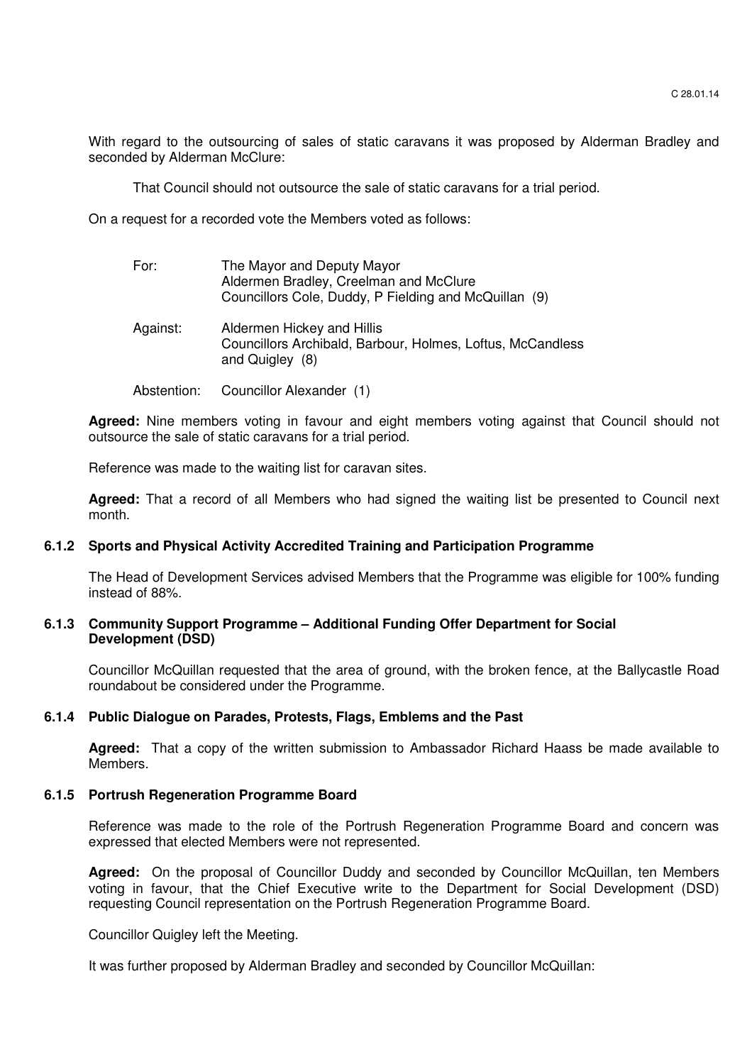With regard to the outsourcing of sales of static caravans it was proposed by Alderman Bradley and seconded by Alderman McClure:

> That Council should not outsource the sale of static caravans for a trial period.

On a request for a recorded vote the Members voted as follows:

| | |
|---|---|
| For: | The Mayor and Deputy Mayor<br>Aldermen Bradley, Creelman and McClure<br>Councillors Cole, Duddy, P Fielding and McQuillan (9) |
| Against: | Aldermen Hickey and Hillis<br>Councillors Archibald, Barbour, Holmes, Loftus, McCandless and Quigley (8) |
| Abstention: | Councillor Alexander (1) |

**Agreed:** Nine members voting in favour and eight members voting against that Council should not outsource the sale of static caravans for a trial period.

Reference was made to the waiting list for caravan sites.

**Agreed:** That a record of all Members who had signed the waiting list be presented to Council next month.

### 6.1.2 Sports and Physical Activity Accredited Training and Participation Programme

The Head of Development Services advised Members that the Programme was eligible for 100% funding instead of 88%.

### 6.1.3 Community Support Programme – Additional Funding Offer Department for Social Development (DSD)

Councillor McQuillan requested that the area of ground, with the broken fence, at the Ballycastle Road roundabout be considered under the Programme.

### 6.1.4 Public Dialogue on Parades, Protests, Flags, Emblems and the Past

**Agreed:** That a copy of the written submission to Ambassador Richard Haass be made available to Members.

### 6.1.5 Portrush Regeneration Programme Board

Reference was made to the role of the Portrush Regeneration Programme Board and concern was expressed that elected Members were not represented.

**Agreed:** On the proposal of Councillor Duddy and seconded by Councillor McQuillan, ten Members voting in favour, that the Chief Executive write to the Department for Social Development (DSD) requesting Council representation on the Portrush Regeneration Programme Board.

Councillor Quigley left the Meeting.

It was further proposed by Alderman Bradley and seconded by Councillor McQuillan: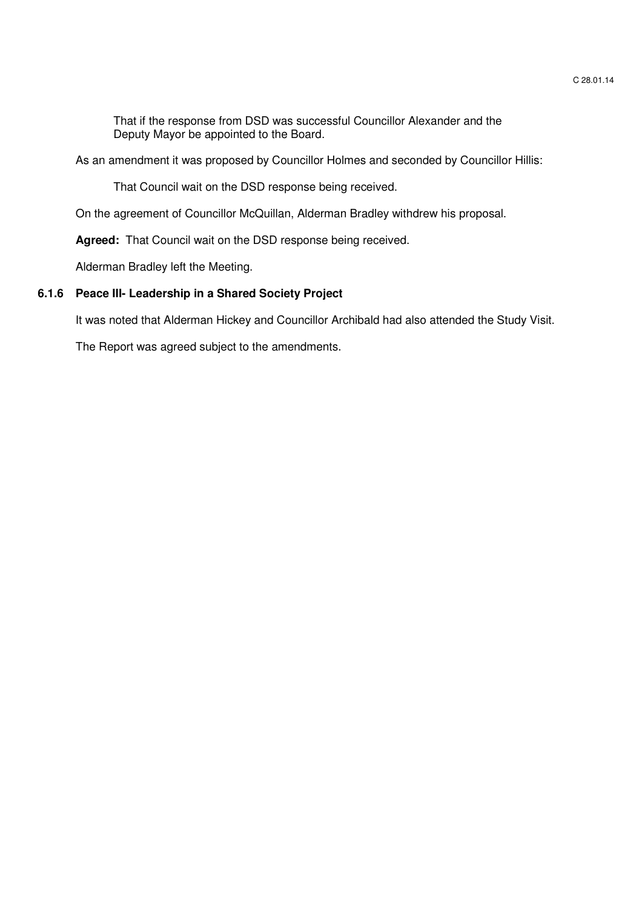That if the response from DSD was successful Councillor Alexander and the Deputy Mayor be appointed to the Board.

As an amendment it was proposed by Councillor Holmes and seconded by Councillor Hillis:

That Council wait on the DSD response being received.

On the agreement of Councillor McQuillan, Alderman Bradley withdrew his proposal.

**Agreed:** That Council wait on the DSD response being received.

Alderman Bradley left the Meeting.

### 6.1.6 Peace III- Leadership in a Shared Society Project

It was noted that Alderman Hickey and Councillor Archibald had also attended the Study Visit.

The Report was agreed subject to the amendments.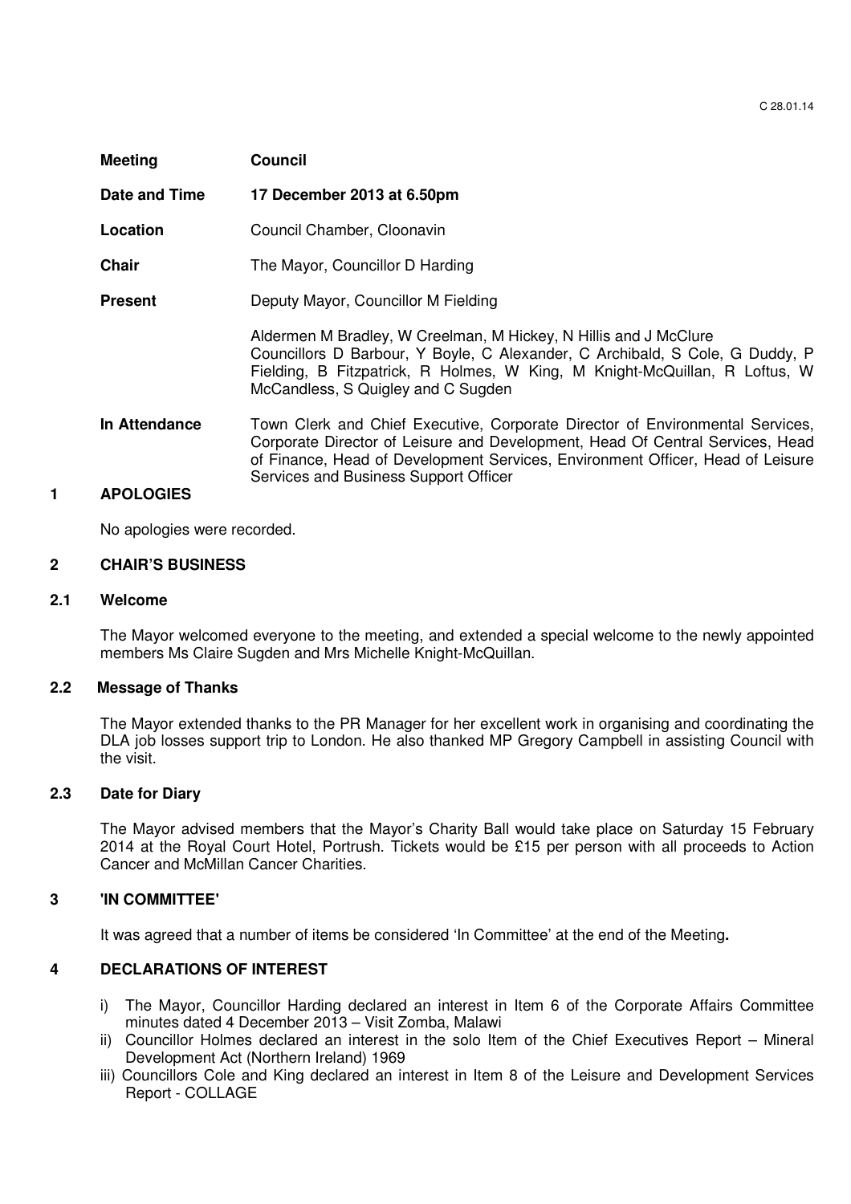| | |
|---|---|
| **Meeting** | **Council** |
| **Date and Time** | **17 December 2013 at 6.50pm** |
| **Location** | Council Chamber, Cloonavin |
| **Chair** | The Mayor, Councillor D Harding |
| **Present** | Deputy Mayor, Councillor M Fielding<br><br>Aldermen M Bradley, W Creelman, M Hickey, N Hillis and J McClure<br>Councillors D Barbour, Y Boyle, C Alexander, C Archibald, S Cole, G Duddy, P Fielding, B Fitzpatrick, R Holmes, W King, M Knight-McQuillan, R Loftus, W McCandless, S Quigley and C Sugden |
| **In Attendance** | Town Clerk and Chief Executive, Corporate Director of Environmental Services, Corporate Director of Leisure and Development, Head Of Central Services, Head of Finance, Head of Development Services, Environment Officer, Head of Leisure Services and Business Support Officer |

## 1 APOLOGIES

No apologies were recorded.

## 2 CHAIR'S BUSINESS

### 2.1 Welcome

The Mayor welcomed everyone to the meeting, and extended a special welcome to the newly appointed members Ms Claire Sugden and Mrs Michelle Knight-McQuillan.

### 2.2 Message of Thanks

The Mayor extended thanks to the PR Manager for her excellent work in organising and coordinating the DLA job losses support trip to London. He also thanked MP Gregory Campbell in assisting Council with the visit.

### 2.3 Date for Diary

The Mayor advised members that the Mayor's Charity Ball would take place on Saturday 15 February 2014 at the Royal Court Hotel, Portrush. Tickets would be £15 per person with all proceeds to Action Cancer and McMillan Cancer Charities.

## 3 'IN COMMITTEE'

It was agreed that a number of items be considered 'In Committee' at the end of the Meeting**.**

## 4 DECLARATIONS OF INTEREST

i) The Mayor, Councillor Harding declared an interest in Item 6 of the Corporate Affairs Committee minutes dated 4 December 2013 – Visit Zomba, Malawi
ii) Councillor Holmes declared an interest in the solo Item of the Chief Executives Report – Mineral Development Act (Northern Ireland) 1969
iii) Councillors Cole and King declared an interest in Item 8 of the Leisure and Development Services Report - COLLAGE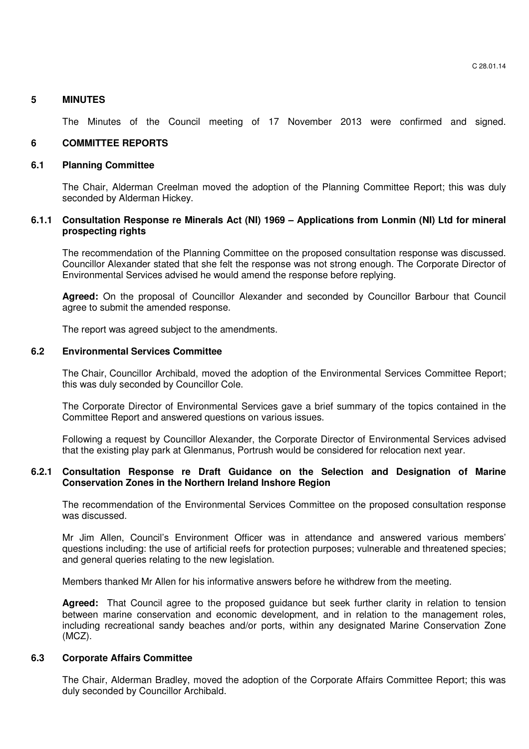## 5 MINUTES

The Minutes of the Council meeting of 17 November 2013 were confirmed and signed.

## 6 COMMITTEE REPORTS

### 6.1 Planning Committee

The Chair, Alderman Creelman moved the adoption of the Planning Committee Report; this was duly seconded by Alderman Hickey.

#### 6.1.1 Consultation Response re Minerals Act (NI) 1969 – Applications from Lonmin (NI) Ltd for mineral prospecting rights

The recommendation of the Planning Committee on the proposed consultation response was discussed. Councillor Alexander stated that she felt the response was not strong enough. The Corporate Director of Environmental Services advised he would amend the response before replying.

**Agreed:** On the proposal of Councillor Alexander and seconded by Councillor Barbour that Council agree to submit the amended response.

The report was agreed subject to the amendments.

### 6.2 Environmental Services Committee

The Chair, Councillor Archibald, moved the adoption of the Environmental Services Committee Report; this was duly seconded by Councillor Cole.

The Corporate Director of Environmental Services gave a brief summary of the topics contained in the Committee Report and answered questions on various issues.

Following a request by Councillor Alexander, the Corporate Director of Environmental Services advised that the existing play park at Glenmanus, Portrush would be considered for relocation next year.

#### 6.2.1 Consultation Response re Draft Guidance on the Selection and Designation of Marine Conservation Zones in the Northern Ireland Inshore Region

The recommendation of the Environmental Services Committee on the proposed consultation response was discussed.

Mr Jim Allen, Council's Environment Officer was in attendance and answered various members' questions including: the use of artificial reefs for protection purposes; vulnerable and threatened species; and general queries relating to the new legislation.

Members thanked Mr Allen for his informative answers before he withdrew from the meeting.

**Agreed:** That Council agree to the proposed guidance but seek further clarity in relation to tension between marine conservation and economic development, and in relation to the management roles, including recreational sandy beaches and/or ports, within any designated Marine Conservation Zone (MCZ).

### 6.3 Corporate Affairs Committee

The Chair, Alderman Bradley, moved the adoption of the Corporate Affairs Committee Report; this was duly seconded by Councillor Archibald.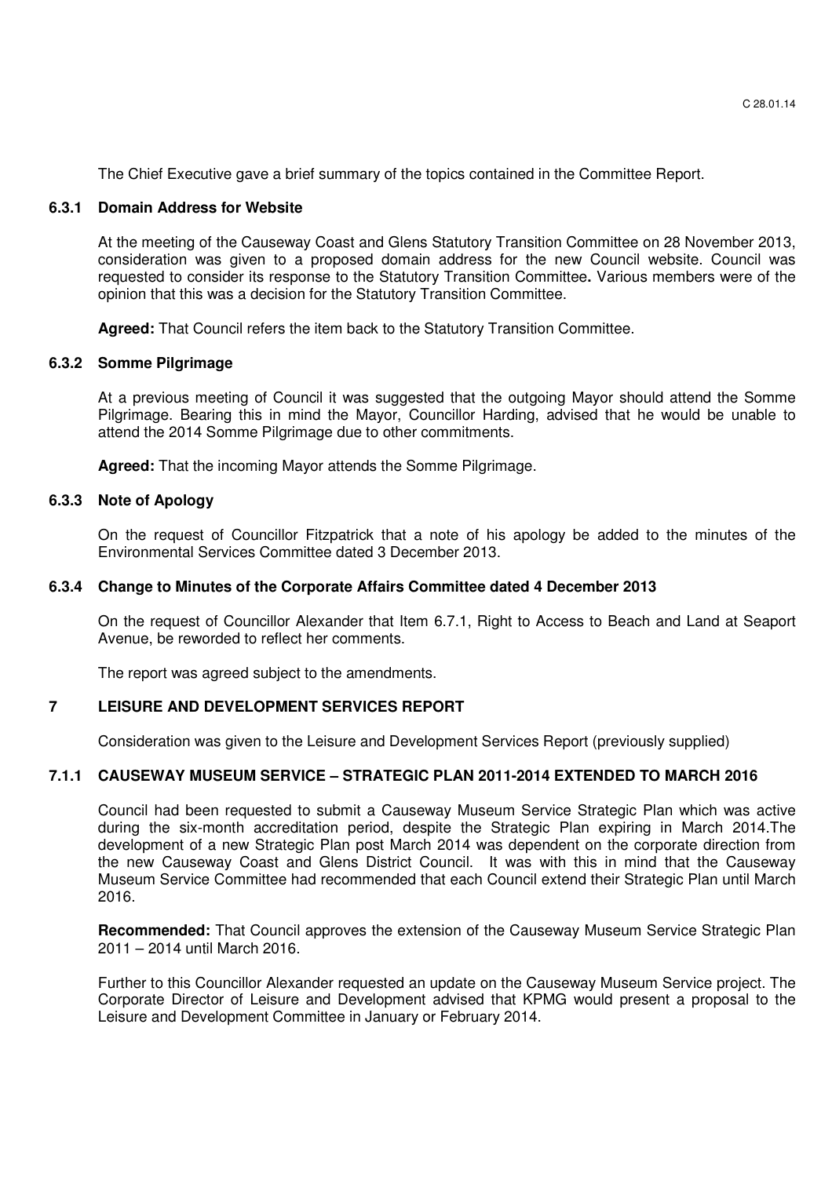The Chief Executive gave a brief summary of the topics contained in the Committee Report.

### 6.3.1 Domain Address for Website

At the meeting of the Causeway Coast and Glens Statutory Transition Committee on 28 November 2013, consideration was given to a proposed domain address for the new Council website. Council was requested to consider its response to the Statutory Transition Committee**.** Various members were of the opinion that this was a decision for the Statutory Transition Committee.

**Agreed:** That Council refers the item back to the Statutory Transition Committee.

### 6.3.2 Somme Pilgrimage

At a previous meeting of Council it was suggested that the outgoing Mayor should attend the Somme Pilgrimage. Bearing this in mind the Mayor, Councillor Harding, advised that he would be unable to attend the 2014 Somme Pilgrimage due to other commitments.

**Agreed:** That the incoming Mayor attends the Somme Pilgrimage.

### 6.3.3 Note of Apology

On the request of Councillor Fitzpatrick that a note of his apology be added to the minutes of the Environmental Services Committee dated 3 December 2013.

### 6.3.4 Change to Minutes of the Corporate Affairs Committee dated 4 December 2013

On the request of Councillor Alexander that Item 6.7.1, Right to Access to Beach and Land at Seaport Avenue, be reworded to reflect her comments.

The report was agreed subject to the amendments.

## 7 LEISURE AND DEVELOPMENT SERVICES REPORT

Consideration was given to the Leisure and Development Services Report (previously supplied)

### 7.1.1 CAUSEWAY MUSEUM SERVICE – STRATEGIC PLAN 2011-2014 EXTENDED TO MARCH 2016

Council had been requested to submit a Causeway Museum Service Strategic Plan which was active during the six-month accreditation period, despite the Strategic Plan expiring in March 2014.The development of a new Strategic Plan post March 2014 was dependent on the corporate direction from the new Causeway Coast and Glens District Council. It was with this in mind that the Causeway Museum Service Committee had recommended that each Council extend their Strategic Plan until March 2016.

**Recommended:** That Council approves the extension of the Causeway Museum Service Strategic Plan 2011 – 2014 until March 2016.

Further to this Councillor Alexander requested an update on the Causeway Museum Service project. The Corporate Director of Leisure and Development advised that KPMG would present a proposal to the Leisure and Development Committee in January or February 2014.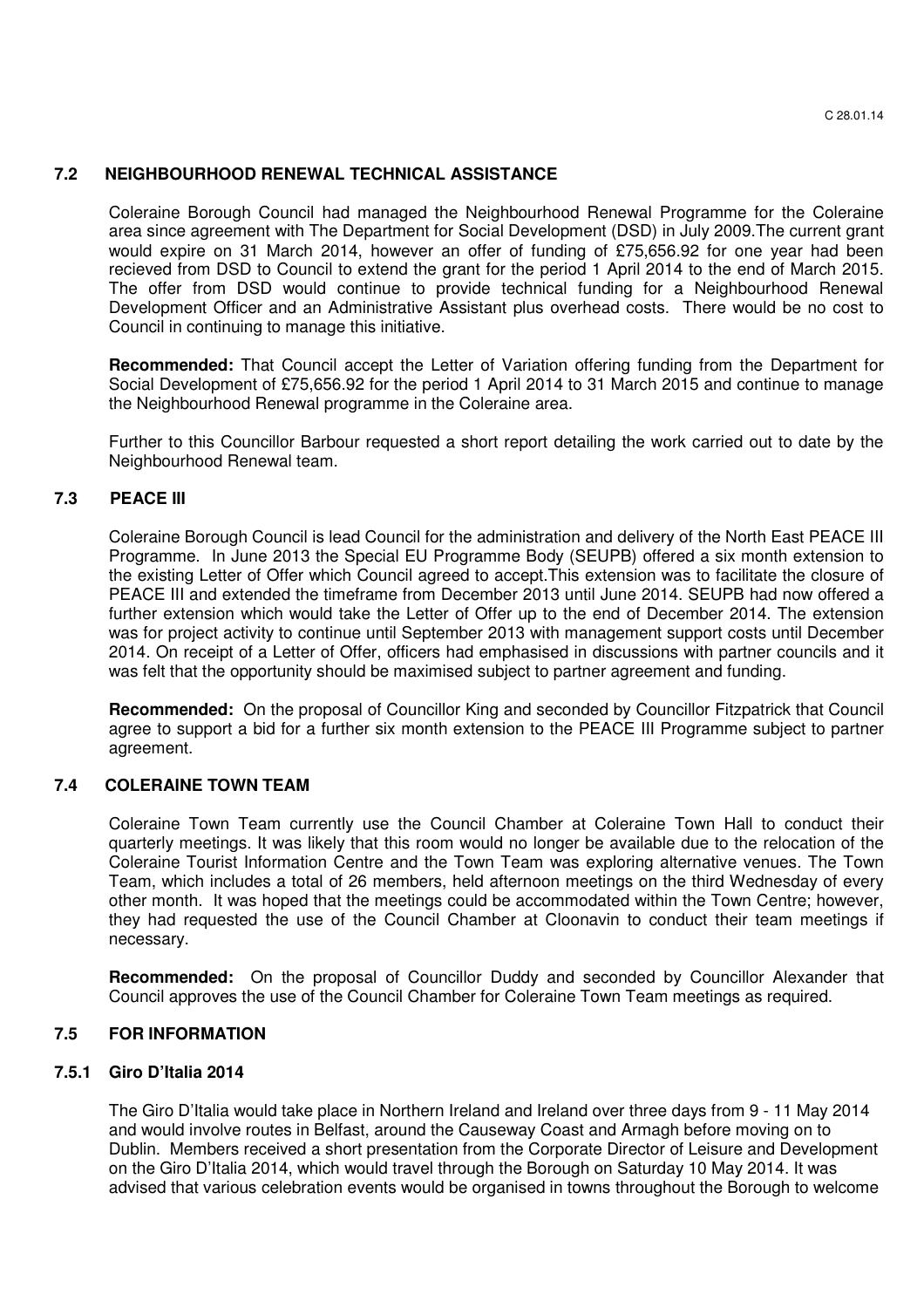### 7.2 NEIGHBOURHOOD RENEWAL TECHNICAL ASSISTANCE

Coleraine Borough Council had managed the Neighbourhood Renewal Programme for the Coleraine area since agreement with The Department for Social Development (DSD) in July 2009.The current grant would expire on 31 March 2014, however an offer of funding of £75,656.92 for one year had been recieved from DSD to Council to extend the grant for the period 1 April 2014 to the end of March 2015. The offer from DSD would continue to provide technical funding for a Neighbourhood Renewal Development Officer and an Administrative Assistant plus overhead costs. There would be no cost to Council in continuing to manage this initiative.

**Recommended:** That Council accept the Letter of Variation offering funding from the Department for Social Development of £75,656.92 for the period 1 April 2014 to 31 March 2015 and continue to manage the Neighbourhood Renewal programme in the Coleraine area.

Further to this Councillor Barbour requested a short report detailing the work carried out to date by the Neighbourhood Renewal team.

### 7.3 PEACE III

Coleraine Borough Council is lead Council for the administration and delivery of the North East PEACE III Programme. In June 2013 the Special EU Programme Body (SEUPB) offered a six month extension to the existing Letter of Offer which Council agreed to accept.This extension was to facilitate the closure of PEACE III and extended the timeframe from December 2013 until June 2014. SEUPB had now offered a further extension which would take the Letter of Offer up to the end of December 2014. The extension was for project activity to continue until September 2013 with management support costs until December 2014. On receipt of a Letter of Offer, officers had emphasised in discussions with partner councils and it was felt that the opportunity should be maximised subject to partner agreement and funding.

**Recommended:** On the proposal of Councillor King and seconded by Councillor Fitzpatrick that Council agree to support a bid for a further six month extension to the PEACE III Programme subject to partner agreement.

### 7.4 COLERAINE TOWN TEAM

Coleraine Town Team currently use the Council Chamber at Coleraine Town Hall to conduct their quarterly meetings. It was likely that this room would no longer be available due to the relocation of the Coleraine Tourist Information Centre and the Town Team was exploring alternative venues. The Town Team, which includes a total of 26 members, held afternoon meetings on the third Wednesday of every other month. It was hoped that the meetings could be accommodated within the Town Centre; however, they had requested the use of the Council Chamber at Cloonavin to conduct their team meetings if necessary.

**Recommended:** On the proposal of Councillor Duddy and seconded by Councillor Alexander that Council approves the use of the Council Chamber for Coleraine Town Team meetings as required.

### 7.5 FOR INFORMATION

#### 7.5.1 Giro D'Italia 2014

The Giro D'Italia would take place in Northern Ireland and Ireland over three days from 9 - 11 May 2014 and would involve routes in Belfast, around the Causeway Coast and Armagh before moving on to Dublin. Members received a short presentation from the Corporate Director of Leisure and Development on the Giro D'Italia 2014, which would travel through the Borough on Saturday 10 May 2014. It was advised that various celebration events would be organised in towns throughout the Borough to welcome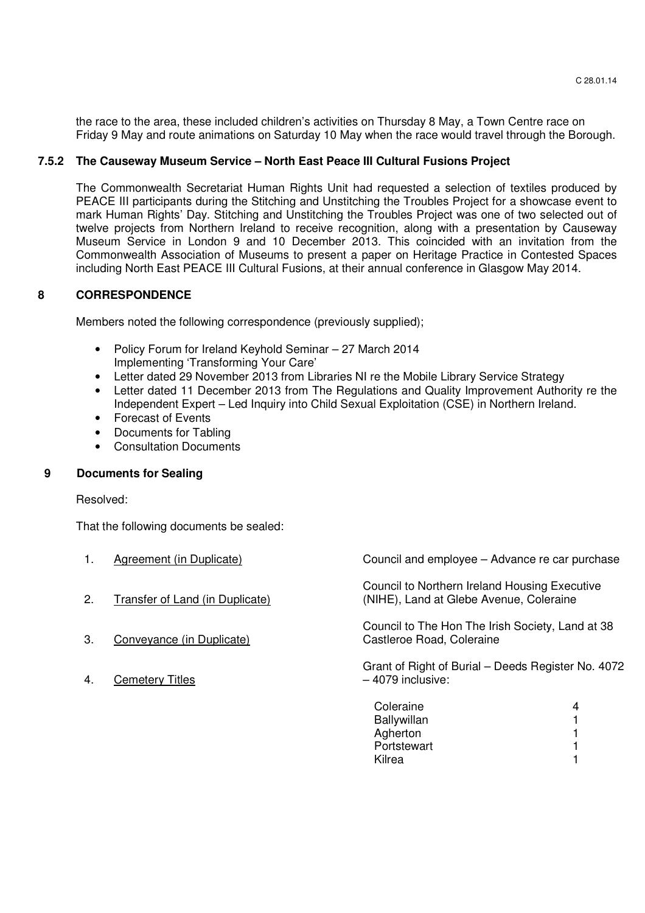the race to the area, these included children's activities on Thursday 8 May, a Town Centre race on Friday 9 May and route animations on Saturday 10 May when the race would travel through the Borough.

### 7.5.2 The Causeway Museum Service – North East Peace III Cultural Fusions Project

The Commonwealth Secretariat Human Rights Unit had requested a selection of textiles produced by PEACE III participants during the Stitching and Unstitching the Troubles Project for a showcase event to mark Human Rights' Day. Stitching and Unstitching the Troubles Project was one of two selected out of twelve projects from Northern Ireland to receive recognition, along with a presentation by Causeway Museum Service in London 9 and 10 December 2013. This coincided with an invitation from the Commonwealth Association of Museums to present a paper on Heritage Practice in Contested Spaces including North East PEACE III Cultural Fusions, at their annual conference in Glasgow May 2014.

## 8 CORRESPONDENCE

Members noted the following correspondence (previously supplied);

- Policy Forum for Ireland Keyhold Seminar – 27 March 2014
  Implementing 'Transforming Your Care'
- Letter dated 29 November 2013 from Libraries NI re the Mobile Library Service Strategy
- Letter dated 11 December 2013 from The Regulations and Quality Improvement Authority re the Independent Expert – Led Inquiry into Child Sexual Exploitation (CSE) in Northern Ireland.
- Forecast of Events
- Documents for Tabling
- Consultation Documents

## 9 Documents for Sealing

Resolved:

That the following documents be sealed:

| | | |
|---|---|---|
| 1. | Agreement (in Duplicate) | Council and employee – Advance re car purchase |
| 2. | Transfer of Land (in Duplicate) | Council to Northern Ireland Housing Executive (NIHE), Land at Glebe Avenue, Coleraine |
| 3. | Conveyance (in Duplicate) | Council to The Hon The Irish Society, Land at 38 Castleroe Road, Coleraine |
| 4. | Cemetery Titles | Grant of Right of Burial – Deeds Register No. 4072 – 4079 inclusive: |

| | |
|---|---|
| Coleraine | 4 |
| Ballywillan | 1 |
| Agherton | 1 |
| Portstewart | 1 |
| Kilrea | 1 |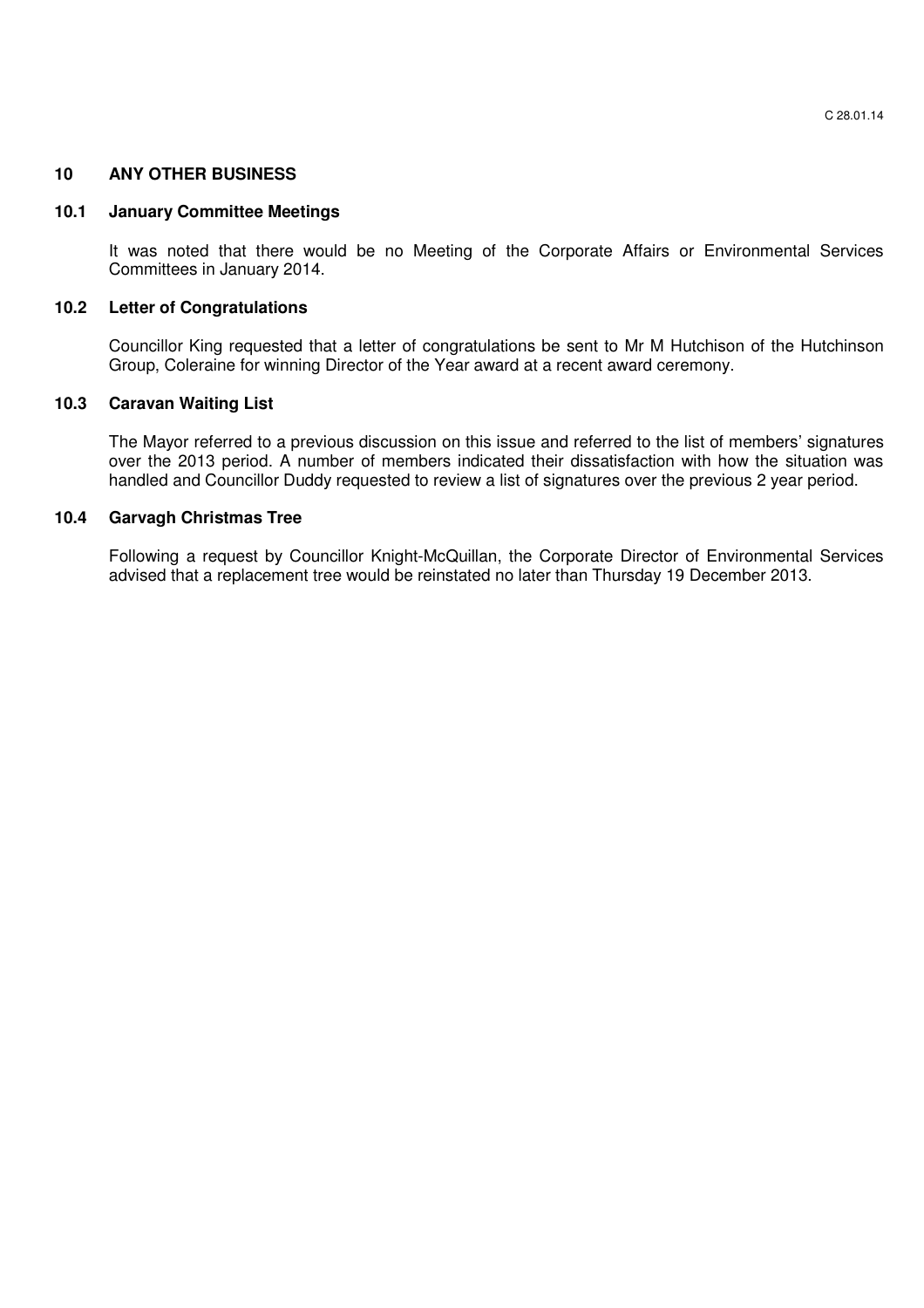## 10 ANY OTHER BUSINESS

### 10.1 January Committee Meetings

It was noted that there would be no Meeting of the Corporate Affairs or Environmental Services Committees in January 2014.

### 10.2 Letter of Congratulations

Councillor King requested that a letter of congratulations be sent to Mr M Hutchison of the Hutchinson Group, Coleraine for winning Director of the Year award at a recent award ceremony.

### 10.3 Caravan Waiting List

The Mayor referred to a previous discussion on this issue and referred to the list of members' signatures over the 2013 period. A number of members indicated their dissatisfaction with how the situation was handled and Councillor Duddy requested to review a list of signatures over the previous 2 year period.

### 10.4 Garvagh Christmas Tree

Following a request by Councillor Knight-McQuillan, the Corporate Director of Environmental Services advised that a replacement tree would be reinstated no later than Thursday 19 December 2013.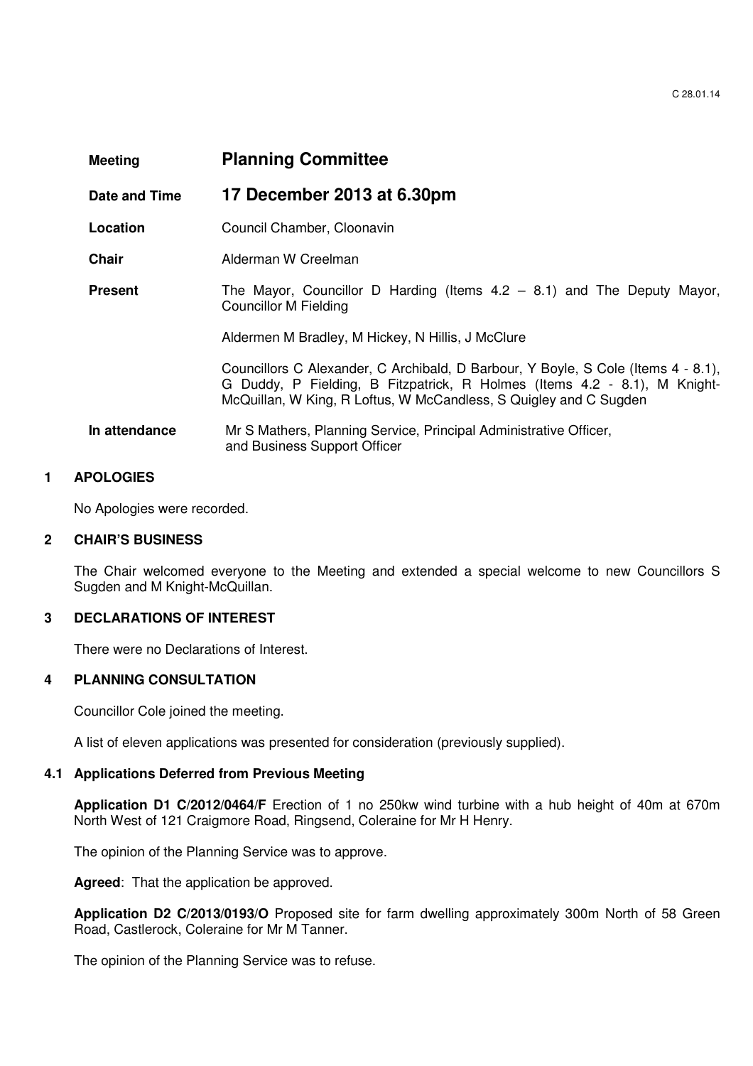C 28.01.14

| | |
|---|---|
| **Meeting** | **Planning Committee** |
| **Date and Time** | **17 December 2013 at 6.30pm** |
| **Location** | Council Chamber, Cloonavin |
| **Chair** | Alderman W Creelman |
| **Present** | The Mayor, Councillor D Harding (Items 4.2 – 8.1) and The Deputy Mayor, Councillor M Fielding<br><br>Aldermen M Bradley, M Hickey, N Hillis, J McClure<br><br>Councillors C Alexander, C Archibald, D Barbour, Y Boyle, S Cole (Items 4 - 8.1), G Duddy, P Fielding, B Fitzpatrick, R Holmes (Items 4.2 - 8.1), M Knight-McQuillan, W King, R Loftus, W McCandless, S Quigley and C Sugden |
| **In attendance** | Mr S Mathers, Planning Service, Principal Administrative Officer, and Business Support Officer |

## 1 APOLOGIES

No Apologies were recorded.

## 2 CHAIR'S BUSINESS

The Chair welcomed everyone to the Meeting and extended a special welcome to new Councillors S Sugden and M Knight-McQuillan.

## 3 DECLARATIONS OF INTEREST

There were no Declarations of Interest.

## 4 PLANNING CONSULTATION

Councillor Cole joined the meeting.

A list of eleven applications was presented for consideration (previously supplied).

### 4.1 Applications Deferred from Previous Meeting

**Application D1 C/2012/0464/F** Erection of 1 no 250kw wind turbine with a hub height of 40m at 670m North West of 121 Craigmore Road, Ringsend, Coleraine for Mr H Henry.

The opinion of the Planning Service was to approve.

**Agreed**: That the application be approved.

**Application D2 C/2013/0193/O** Proposed site for farm dwelling approximately 300m North of 58 Green Road, Castlerock, Coleraine for Mr M Tanner.

The opinion of the Planning Service was to refuse.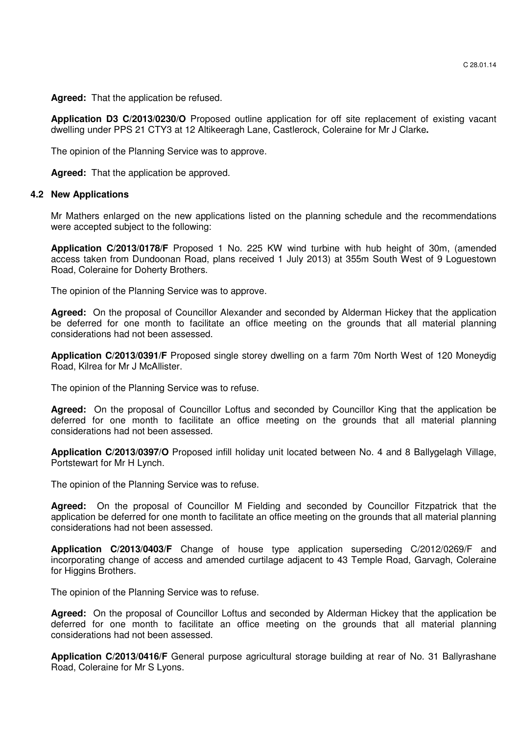**Agreed:** That the application be refused.

**Application D3 C/2013/0230/O** Proposed outline application for off site replacement of existing vacant dwelling under PPS 21 CTY3 at 12 Altikeeragh Lane, Castlerock, Coleraine for Mr J Clarke**.**

The opinion of the Planning Service was to approve.

**Agreed:** That the application be approved.

## 4.2 New Applications

Mr Mathers enlarged on the new applications listed on the planning schedule and the recommendations were accepted subject to the following:

**Application C/2013/0178/F** Proposed 1 No. 225 KW wind turbine with hub height of 30m, (amended access taken from Dundoonan Road, plans received 1 July 2013) at 355m South West of 9 Loguestown Road, Coleraine for Doherty Brothers.

The opinion of the Planning Service was to approve.

**Agreed:** On the proposal of Councillor Alexander and seconded by Alderman Hickey that the application be deferred for one month to facilitate an office meeting on the grounds that all material planning considerations had not been assessed.

**Application C/2013/0391/F** Proposed single storey dwelling on a farm 70m North West of 120 Moneydig Road, Kilrea for Mr J McAllister.

The opinion of the Planning Service was to refuse.

**Agreed:** On the proposal of Councillor Loftus and seconded by Councillor King that the application be deferred for one month to facilitate an office meeting on the grounds that all material planning considerations had not been assessed.

**Application C/2013/0397/O** Proposed infill holiday unit located between No. 4 and 8 Ballygelagh Village, Portstewart for Mr H Lynch.

The opinion of the Planning Service was to refuse.

**Agreed:** On the proposal of Councillor M Fielding and seconded by Councillor Fitzpatrick that the application be deferred for one month to facilitate an office meeting on the grounds that all material planning considerations had not been assessed.

**Application C/2013/0403/F** Change of house type application superseding C/2012/0269/F and incorporating change of access and amended curtilage adjacent to 43 Temple Road, Garvagh, Coleraine for Higgins Brothers.

The opinion of the Planning Service was to refuse.

**Agreed:** On the proposal of Councillor Loftus and seconded by Alderman Hickey that the application be deferred for one month to facilitate an office meeting on the grounds that all material planning considerations had not been assessed.

**Application C/2013/0416/F** General purpose agricultural storage building at rear of No. 31 Ballyrashane Road, Coleraine for Mr S Lyons.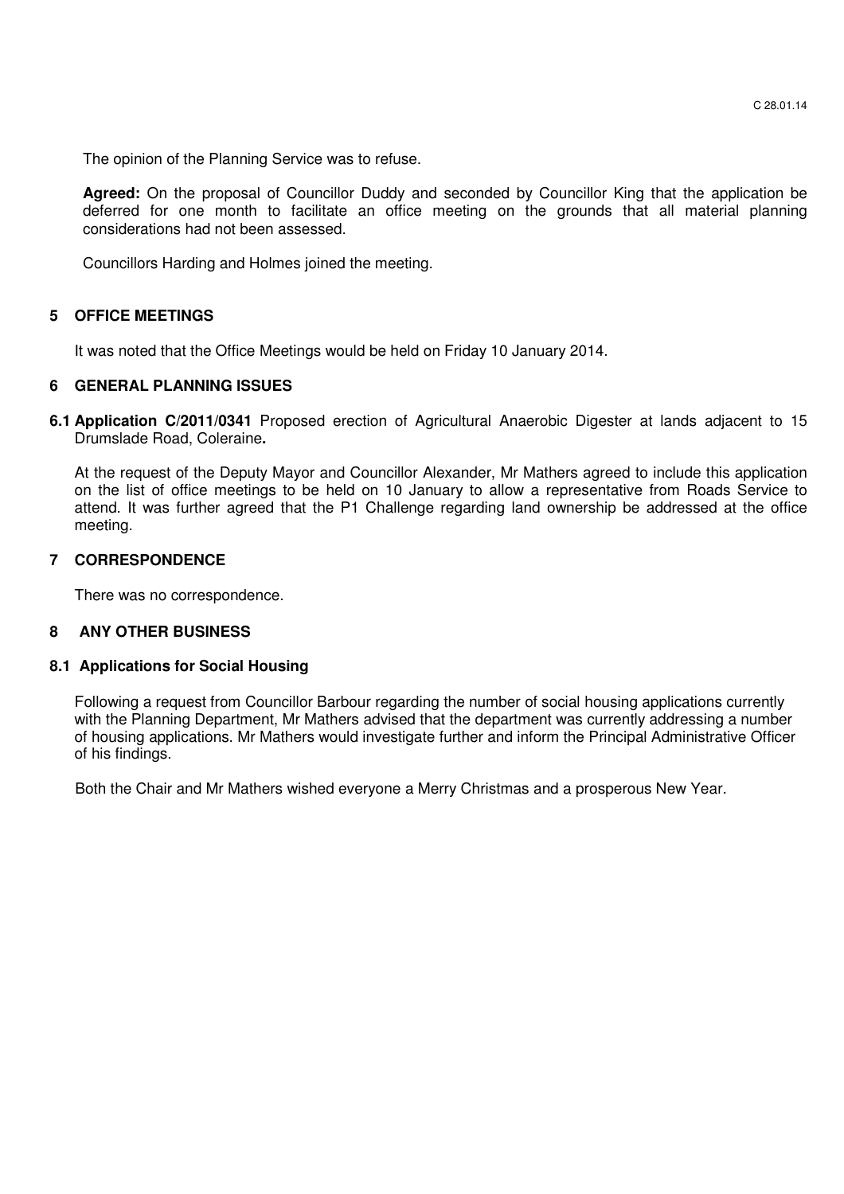The opinion of the Planning Service was to refuse.

**Agreed:** On the proposal of Councillor Duddy and seconded by Councillor King that the application be deferred for one month to facilitate an office meeting on the grounds that all material planning considerations had not been assessed.

Councillors Harding and Holmes joined the meeting.

## 5 OFFICE MEETINGS

It was noted that the Office Meetings would be held on Friday 10 January 2014.

## 6 GENERAL PLANNING ISSUES

**6.1 Application C/2011/0341** Proposed erection of Agricultural Anaerobic Digester at lands adjacent to 15 Drumslade Road, Coleraine**.**

At the request of the Deputy Mayor and Councillor Alexander, Mr Mathers agreed to include this application on the list of office meetings to be held on 10 January to allow a representative from Roads Service to attend. It was further agreed that the P1 Challenge regarding land ownership be addressed at the office meeting.

## 7 CORRESPONDENCE

There was no correspondence.

## 8 ANY OTHER BUSINESS

### 8.1 Applications for Social Housing

Following a request from Councillor Barbour regarding the number of social housing applications currently with the Planning Department, Mr Mathers advised that the department was currently addressing a number of housing applications. Mr Mathers would investigate further and inform the Principal Administrative Officer of his findings.

Both the Chair and Mr Mathers wished everyone a Merry Christmas and a prosperous New Year.